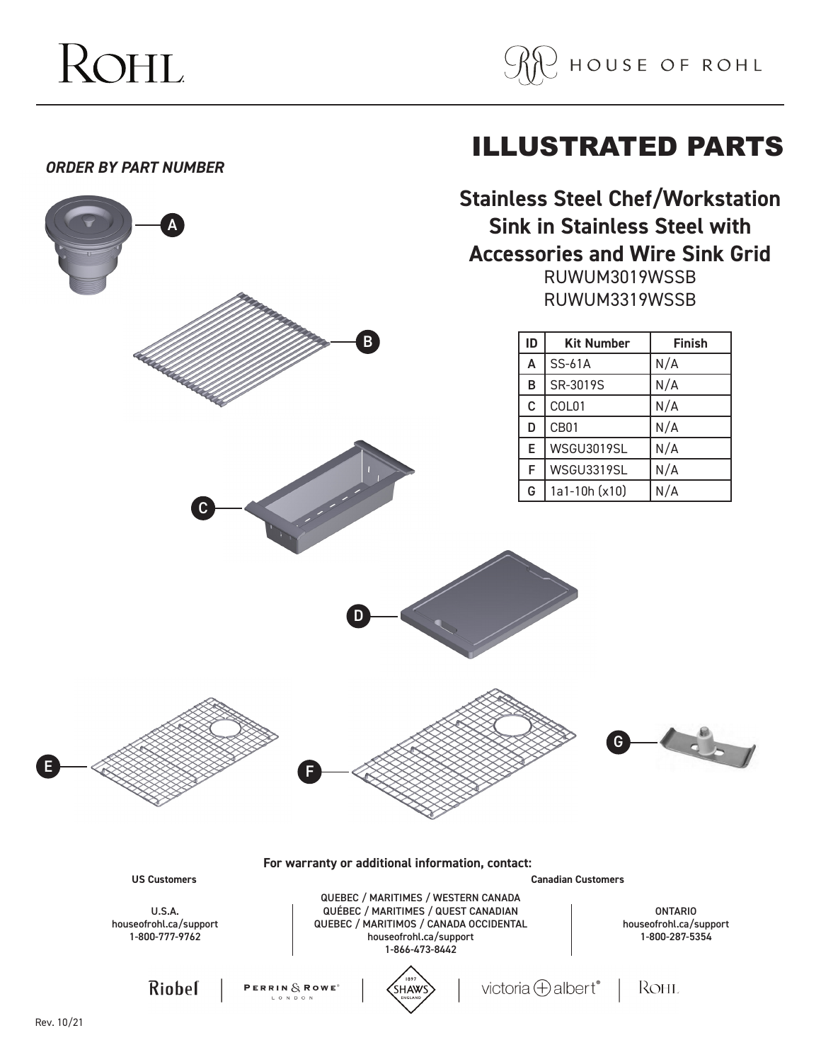# ROHL

HOUSE OF ROHL

# ILLUSTRATED PARTS

***ORDER BY PART NUMBER***

## Stainless Steel Chef/Workstation Sink in Stainless Steel with Accessories and Wire Sink Grid

RUWUM3019WSSB
RUWUM3319WSSB

| ID | Kit Number | Finish |
|---|---|---|
| A | SS-61A | N/A |
| B | SR-3019S | N/A |
| C | COL01 | N/A |
| D | CB01 | N/A |
| E | WSGU3019SL | N/A |
| F | WSGU3319SL | N/A |
| G | 1a1-10h (x10) | N/A |

A

B

C

D

E

F

G

**For warranty or additional information, contact:**

**US Customers**

U.S.A.
houseofrohl.ca/support
1-800-777-9762

**Canadian Customers**

QUEBEC / MARITIMES / WESTERN CANADA
QUÉBEC / MARITIMES / QUEST CANADIAN
QUEBEC / MARITIMOS / CANADA OCCIDENTAL
houseofrohl.ca/support
1-866-473-8442

ONTARIO
houseofrohl.ca/support
1-800-287-5354

Riobel | PERRIN & ROWE LONDON | 1897 SHAWS ENGLAND | victoria + albert | ROHL

Rev. 10/21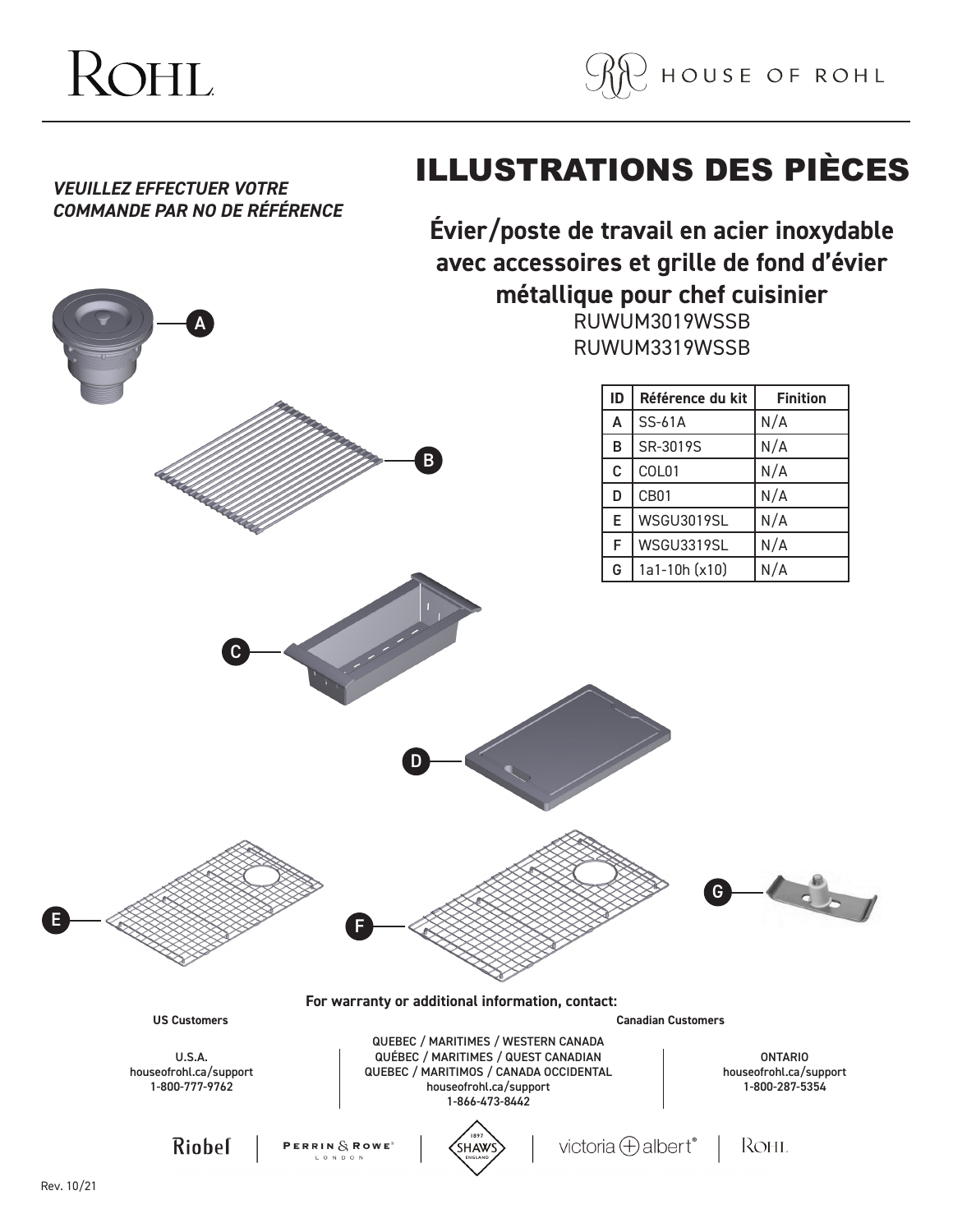# ILLUSTRATIONS DES PIÈCES

***VEUILLEZ EFFECTUER VOTRE COMMANDE PAR NO DE RÉFÉRENCE***

## Évier/poste de travail en acier inoxydable avec accessoires et grille de fond d'évier métallique pour chef cuisinier

RUWUM3019WSSB
RUWUM3319WSSB

| ID | Référence du kit | Finition |
|---|---|---|
| A | SS-61A | N/A |
| B | SR-3019S | N/A |
| C | COL01 | N/A |
| D | CB01 | N/A |
| E | WSGU3019SL | N/A |
| F | WSGU3319SL | N/A |
| G | 1a1-10h (x10) | N/A |

A

B

C

D

E

F

G

**For warranty or additional information, contact:**

**US Customers**

U.S.A.
houseofrohl.ca/support
1-800-777-9762

**Canadian Customers**

QUEBEC / MARITIMES / WESTERN CANADA
QUÉBEC / MARITIMES / QUEST CANADIAN
QUEBEC / MARITIMOS / CANADA OCCIDENTAL
houseofrohl.ca/support
1-866-473-8442

ONTARIO
houseofrohl.ca/support
1-800-287-5354

Riobel | PERRIN & ROWE LONDON | SHAWS | victoria + albert | ROHL

Rev. 10/21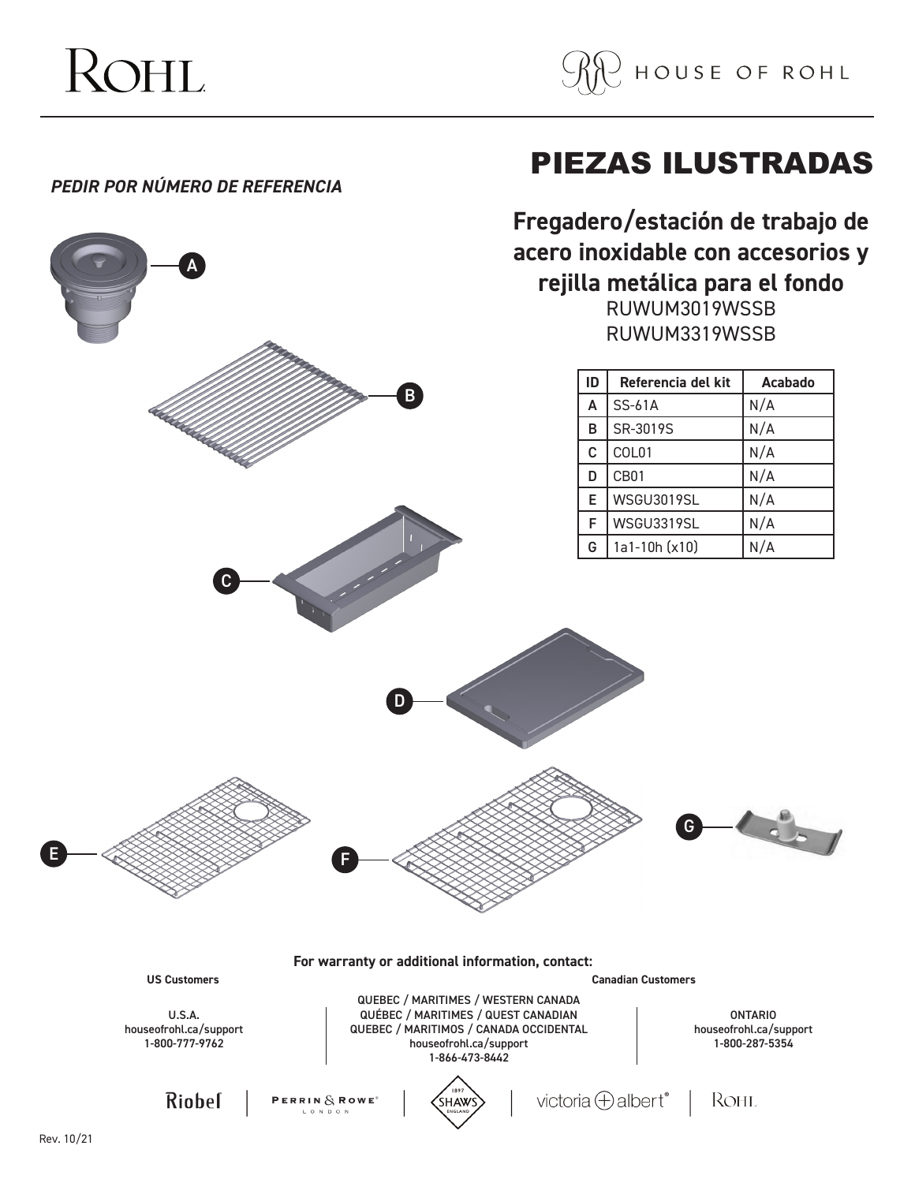# PIEZAS ILUSTRADAS

*PEDIR POR NÚMERO DE REFERENCIA*

## Fregadero/estación de trabajo de acero inoxidable con accesorios y rejilla metálica para el fondo

RUWUM3019WSSB
RUWUM3319WSSB

| ID | Referencia del kit | Acabado |
|---|---|---|
| A | SS-61A | N/A |
| B | SR-3019S | N/A |
| C | COL01 | N/A |
| D | CB01 | N/A |
| E | WSGU3019SL | N/A |
| F | WSGU3319SL | N/A |
| G | 1a1-10h (x10) | N/A |

A

B

C

D

E

F

G

**For warranty or additional information, contact:**

**US Customers**

U.S.A.
houseofrohl.ca/support
1-800-777-9762

**Canadian Customers**

QUEBEC / MARITIMES / WESTERN CANADA
QUÉBEC / MARITIMES / QUEST CANADIAN
QUEBEC / MARITIMOS / CANADA OCCIDENTAL
houseofrohl.ca/support
1-866-473-8442

ONTARIO
houseofrohl.ca/support
1-800-287-5354

Riobel | PERRIN & ROWE LONDON | SHAWS 1897 ENGLAND | victoria + albert | ROHL

Rev. 10/21